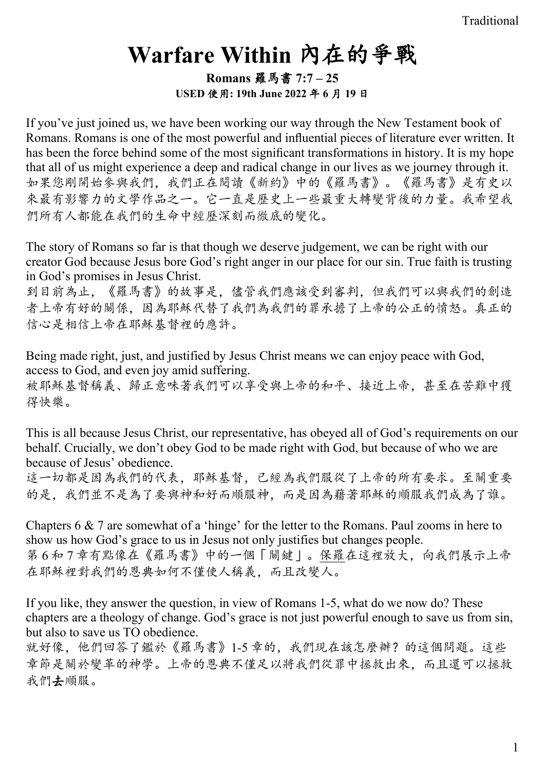Traditional

# Warfare Within 內在的爭戰

**Romans 羅馬書 7:7 – 25**

**USED 使用: 19th June 2022 年 6 月 19 日**

If you've just joined us, we have been working our way through the New Testament book of Romans. Romans is one of the most powerful and influential pieces of literature ever written. It has been the force behind some of the most significant transformations in history. It is my hope that all of us might experience a deep and radical change in our lives as we journey through it.
如果您剛開始參與我們，我們正在閱讀《新約》中的《羅馬書》。《羅馬書》是有史以來最有影響力的文學作品之一。它一直是歷史上一些最重大轉變背後的力量。我希望我們所有人都能在我們的生命中經歷深刻而徹底的變化。

The story of Romans so far is that though we deserve judgement, we can be right with our creator God because Jesus bore God's right anger in our place for our sin. True faith is trusting in God's promises in Jesus Christ.
到目前為止，《羅馬書》的故事是，儘管我們應該受到審判，但我們可以與我們的創造者上帝有好的關係，因為耶穌代替了我們為我們的罪承擔了上帝的公正的憤怒。真正的信心是相信上帝在耶穌基督裡的應許。

Being made right, just, and justified by Jesus Christ means we can enjoy peace with God, access to God, and even joy amid suffering.
被耶穌基督稱義、歸正意味著我們可以享受與上帝的和平、接近上帝，甚至在苦難中獲得快樂。

This is all because Jesus Christ, our representative, has obeyed all of God's requirements on our behalf. Crucially, we don't obey God to be made right with God, but because of who we are because of Jesus' obedience.
這一切都是因為我們的代表，耶穌基督，已經為我們服從了上帝的所有要求。至關重要的是，我們並不是為了要與神和好而順服神，而是因為藉著耶穌的順服我們成為了誰。

Chapters 6 & 7 are somewhat of a 'hinge' for the letter to the Romans. Paul zooms in here to show us how God's grace to us in Jesus not only justifies but changes people.
第 6 和 7 章有點像在《羅馬書》中的一個「關鍵」。保羅在這裡放大，向我們展示上帝在耶穌裡對我們的恩典如何不僅使人稱義，而且改變人。

If you like, they answer the question, in view of Romans 1-5, what do we now do? These chapters are a theology of change. God's grace is not just powerful enough to save us from sin, but also to save us TO obedience.
就好像，他們回答了鑑於《羅馬書》1-5 章的，我們現在該怎麼辦？的這個問題。這些章節是關於變革的神學。上帝的恩典不僅足以將我們從罪中拯救出來，而且還可以拯救我們**去**順服。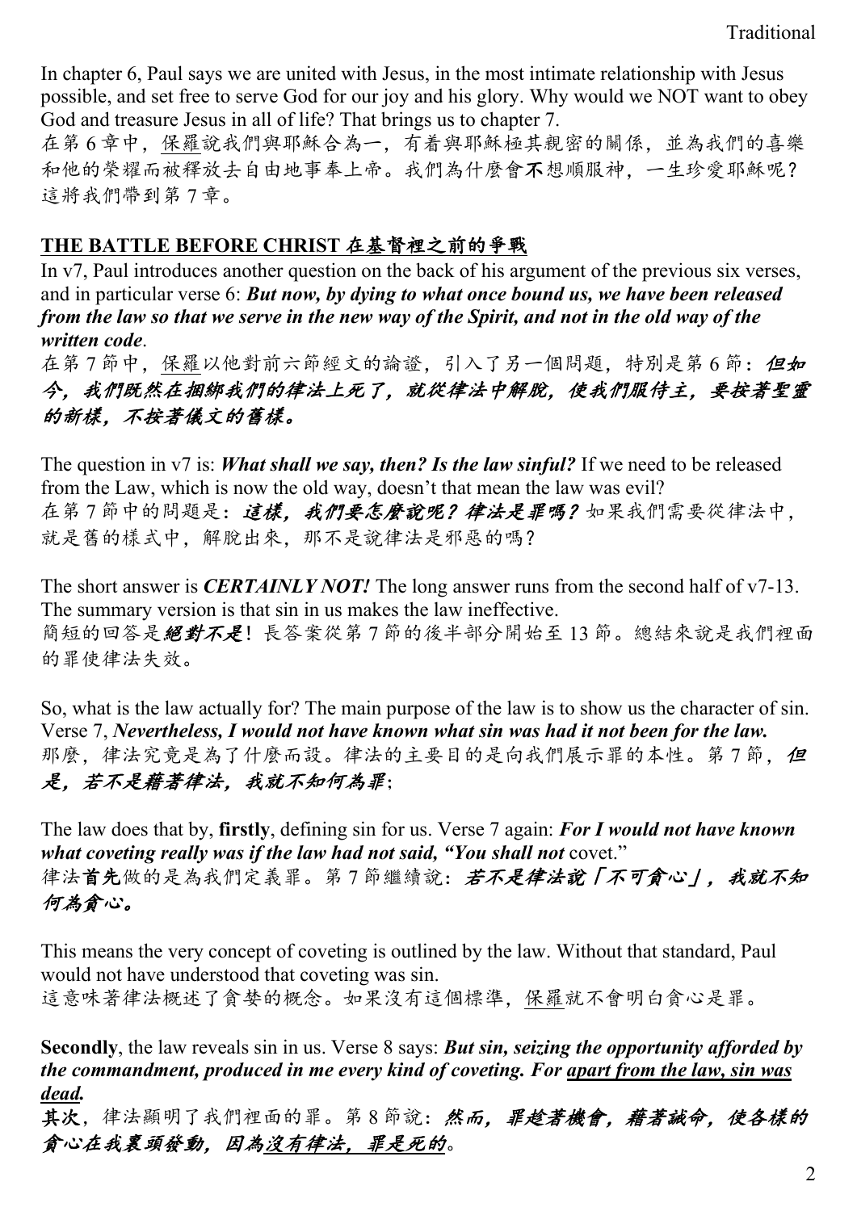In chapter 6, Paul says we are united with Jesus, in the most intimate relationship with Jesus possible, and set free to serve God for our joy and his glory. Why would we NOT want to obey God and treasure Jesus in all of life? That brings us to chapter 7.

在第 6 章中，保羅說我們與耶穌合為一，有着與耶穌極其親密的關係，並為我們的喜樂和他的榮耀而被釋放去自由地事奉上帝。我們為什麼會**不**想順服神，一生珍愛耶穌呢？這將我們帶到第 7 章。

## THE BATTLE BEFORE CHRIST 在基督裡之前的爭戰

In v7, Paul introduces another question on the back of his argument of the previous six verses, and in particular verse 6: ***But now, by dying to what once bound us, we have been released from the law so that we serve in the new way of the Spirit, and not in the old way of the written code***.

在第 7 節中，保羅以他對前六節經文的論證，引入了另一個問題，特別是第 6 節：***但如今，我們既然在捆綁我們的律法上死了，就從律法中解脫，使我們服侍主，要按著聖靈的新樣，不按著儀文的舊樣。***

The question in v7 is: ***What shall we say, then? Is the law sinful?*** If we need to be released from the Law, which is now the old way, doesn't that mean the law was evil?

在第 7 節中的問題是：***這樣，我們要怎麼說呢？律法是罪嗎？***如果我們需要從律法中，就是舊的樣式中，解脫出來，那不是說律法是邪惡的嗎？

The short answer is ***CERTAINLY NOT!*** The long answer runs from the second half of v7-13. The summary version is that sin in us makes the law ineffective.

簡短的回答是***絕對不是***！長答案從第 7 節的後半部分開始至 13 節。總結來說是我們裡面的罪使律法失效。

So, what is the law actually for? The main purpose of the law is to show us the character of sin. Verse 7, ***Nevertheless, I would not have known what sin was had it not been for the law.***

那麼，律法究竟是為了什麼而設。律法的主要目的是向我們展示罪的本性。第 7 節，***但是，若不是藉著律法，我就不知何為罪***；

The law does that by, **firstly**, defining sin for us. Verse 7 again: ***For I would not have known what coveting really was if the law had not said, "You shall not*** covet."

律法**首先**做的是為我們定義罪。第 7 節繼續說：***若不是律法說「不可貪心」，我就不知何為貪心。***

This means the very concept of coveting is outlined by the law. Without that standard, Paul would not have understood that coveting was sin.

這意味著律法概述了貪婪的概念。如果沒有這個標準，保羅就不會明白貪心是罪。

**Secondly**, the law reveals sin in us. Verse 8 says: ***But sin, seizing the opportunity afforded by the commandment, produced in me every kind of coveting. For <u>apart from the law, sin was dead</u>.***

**其次**，律法顯明了我們裡面的罪。第 8 節說：***然而，罪趁著機會，藉著誡命，使各樣的貪心在我裏頭發動，因為<u>沒有律法，罪是死的</u>。***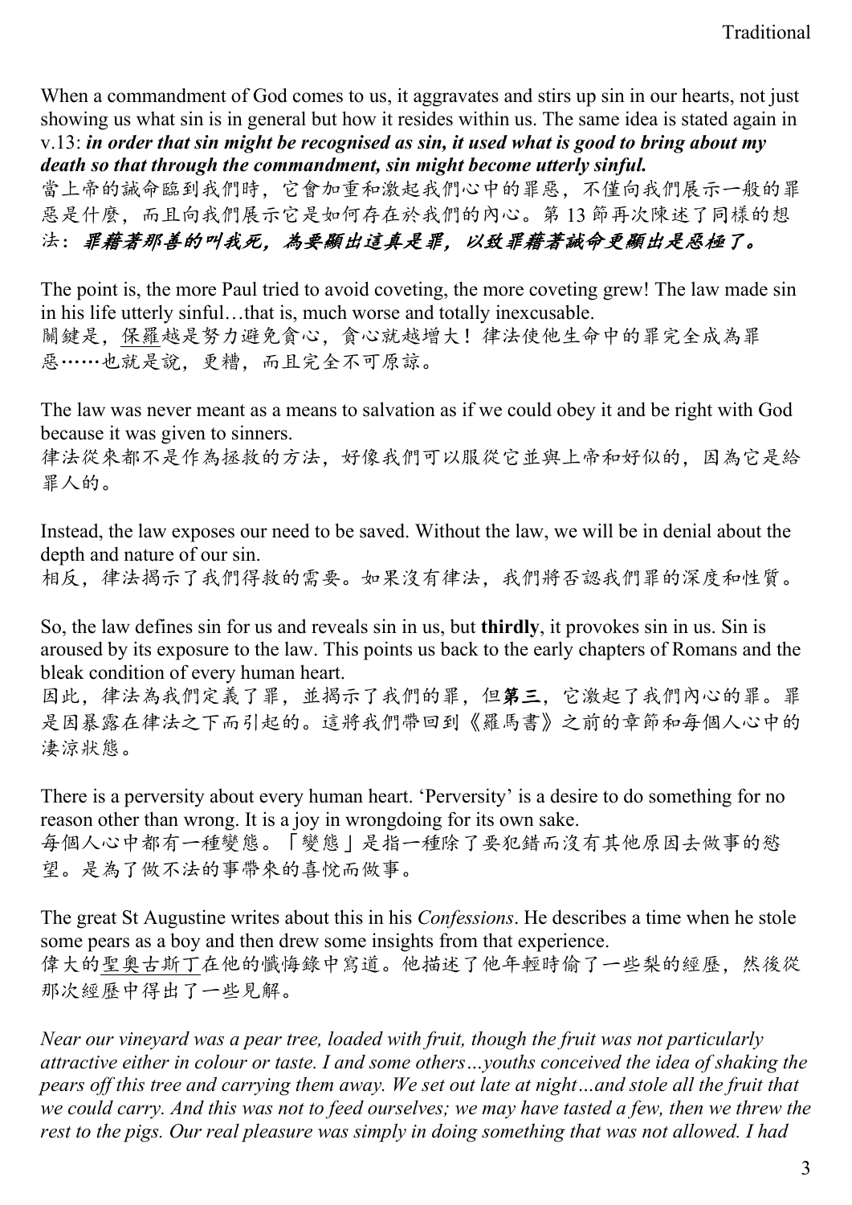When a commandment of God comes to us, it aggravates and stirs up sin in our hearts, not just showing us what sin is in general but how it resides within us. The same idea is stated again in v.13: ***in order that sin might be recognised as sin, it used what is good to bring about my death so that through the commandment, sin might become utterly sinful.***
當上帝的誡命臨到我們時，它會加重和激起我們心中的罪惡，不僅向我們展示一般的罪惡是什麼，而且向我們展示它是如何存在於我們的內心。第 13 節再次陳述了同樣的想法：***罪藉著那善的叫我死，為要顯出這真是罪，以致罪藉著誡命更顯出是惡極了。***

The point is, the more Paul tried to avoid coveting, the more coveting grew! The law made sin in his life utterly sinful…that is, much worse and totally inexcusable.
關鍵是，保羅越是努力避免貪心，貪心就越增大！律法使他生命中的罪完全成為罪惡……也就是說，更糟，而且完全不可原諒。

The law was never meant as a means to salvation as if we could obey it and be right with God because it was given to sinners.
律法從來都不是作為拯救的方法，好像我們可以服從它並與上帝和好似的，因為它是給罪人的。

Instead, the law exposes our need to be saved. Without the law, we will be in denial about the depth and nature of our sin.
相反，律法揭示了我們得救的需要。如果沒有律法，我們將否認我們罪的深度和性質。

So, the law defines sin for us and reveals sin in us, but **thirdly**, it provokes sin in us. Sin is aroused by its exposure to the law. This points us back to the early chapters of Romans and the bleak condition of every human heart.
因此，律法為我們定義了罪，並揭示了我們的罪，但**第三**，它激起了我們內心的罪。罪是因暴露在律法之下而引起的。這將我們帶回到《羅馬書》之前的章節和每個人心中的淒涼狀態。

There is a perversity about every human heart. 'Perversity' is a desire to do something for no reason other than wrong. It is a joy in wrongdoing for its own sake.
每個人心中都有一種變態。「變態」是指一種除了要犯錯而沒有其他原因去做事的慾望。是為了做不法的事帶來的喜悅而做事。

The great St Augustine writes about this in his *Confessions*. He describes a time when he stole some pears as a boy and then drew some insights from that experience.
偉大的聖奧古斯丁在他的懺悔錄中寫道。他描述了他年輕時偷了一些梨的經歷，然後從那次經歷中得出了一些見解。

*Near our vineyard was a pear tree, loaded with fruit, though the fruit was not particularly attractive either in colour or taste. I and some others…youths conceived the idea of shaking the pears off this tree and carrying them away. We set out late at night…and stole all the fruit that we could carry. And this was not to feed ourselves; we may have tasted a few, then we threw the rest to the pigs. Our real pleasure was simply in doing something that was not allowed. I had*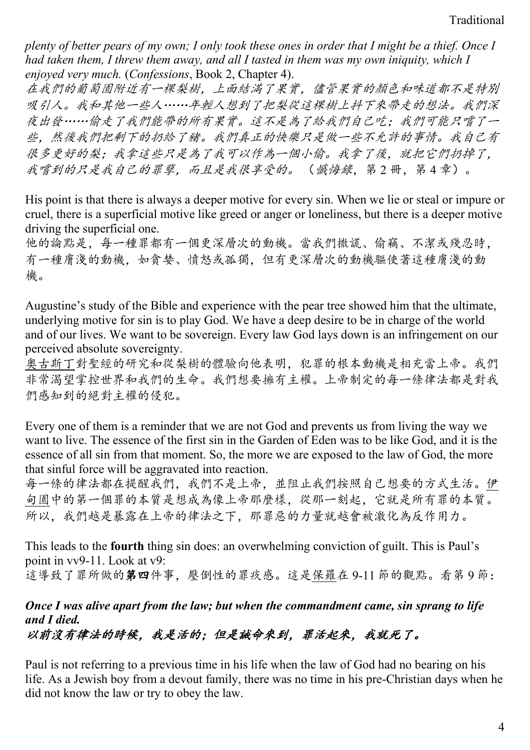*plenty of better pears of my own; I only took these ones in order that I might be a thief. Once I had taken them, I threw them away, and all I tasted in them was my own iniquity, which I enjoyed very much.* (*Confessions*, Book 2, Chapter 4).

*在我們的葡萄園附近有一棵梨樹，上面結滿了果實，儘管果實的顏色和味道都不是特別吸引人。我和其他一些人……年輕人想到了把梨從這棵樹上抖下來帶走的想法。我們深夜出發……偷走了我們能帶的所有果實。這不是為了給我們自己吃；我們可能只嚐了一些，然後我們把剩下的扔給了豬。我們真正的快樂只是做一些不允許的事情。我自己有很多更好的梨；我拿這些只是為了我可以作為一個小偷。我拿了後，就把它們扔掉了，我嚐到的只是我自己的罪孽，而且是我很享受的。*（*懺悔錄*，第 2 冊，第 4 章）。

His point is that there is always a deeper motive for every sin. When we lie or steal or impure or cruel, there is a superficial motive like greed or anger or loneliness, but there is a deeper motive driving the superficial one.

他的論點是，每一種罪都有一個更深層次的動機。當我們撒謊、偷竊、不潔或殘忍時，有一種膚淺的動機，如貪婪、憤怒或孤獨，但有更深層次的動機驅使著這種膚淺的動機。

Augustine's study of the Bible and experience with the pear tree showed him that the ultimate, underlying motive for sin is to play God. We have a deep desire to be in charge of the world and of our lives. We want to be sovereign. Every law God lays down is an infringement on our perceived absolute sovereignty.

奧古斯丁對聖經的研究和從梨樹的體驗向他表明，犯罪的根本動機是相充當上帝。我們非常渴望掌控世界和我們的生命。我們想要擁有主權。上帝制定的每一條律法都是對我們感知到的絕對主權的侵犯。

Every one of them is a reminder that we are not God and prevents us from living the way we want to live. The essence of the first sin in the Garden of Eden was to be like God, and it is the essence of all sin from that moment. So, the more we are exposed to the law of God, the more that sinful force will be aggravated into reaction.

每一條的律法都在提醒我們，我們不是上帝，並阻止我們按照自己想要的方式生活。伊甸園中的第一個罪的本質是想成為像上帝那麼樣，從那一刻起，它就是所有罪的本質。所以，我們越是暴露在上帝的律法之下，那罪惡的力量就越會被激化為反作用力。

This leads to the **fourth** thing sin does: an overwhelming conviction of guilt. This is Paul's point in vv9-11. Look at v9:

這導致了罪所做的**第四**件事，壓倒性的罪疚感。這是保羅在 9-11 節的觀點。看第 9 節：

***Once I was alive apart from the law; but when the commandment came, sin sprang to life and I died.***

***以前沒有律法的時候，我是活的；但是誡命來到，罪活起來，我就死了。***

Paul is not referring to a previous time in his life when the law of God had no bearing on his life. As a Jewish boy from a devout family, there was no time in his pre-Christian days when he did not know the law or try to obey the law.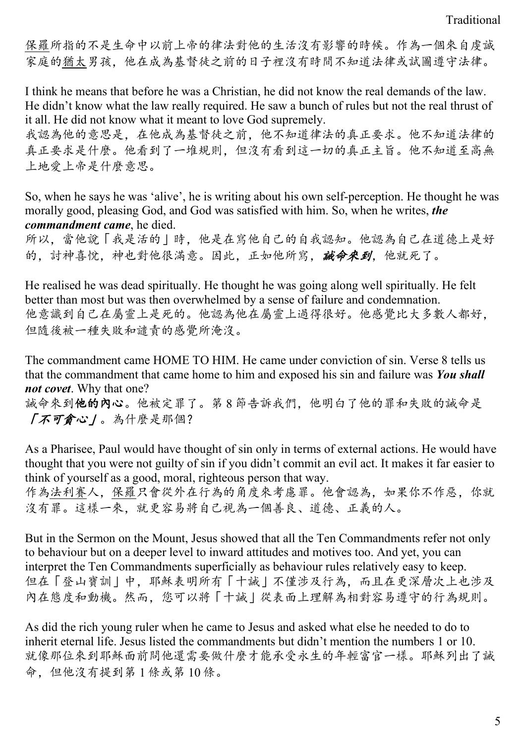保羅所指的不是生命中以前上帝的律法對他的生活沒有影響的時候。作為一個來自虔誠家庭的猶太男孩，他在成為基督徒之前的日子裡沒有時間不知道法律或試圖遵守法律。

I think he means that before he was a Christian, he did not know the real demands of the law. He didn't know what the law really required. He saw a bunch of rules but not the real thrust of it all. He did not know what it meant to love God supremely.
我認為他的意思是，在他成為基督徒之前，他不知道律法的真正要求。他不知道法律的真正要求是什麼。他看到了一堆規則，但沒有看到這一切的真正主旨。他不知道至高無上地愛上帝是什麼意思。

So, when he says he was 'alive', he is writing about his own self-perception. He thought he was morally good, pleasing God, and God was satisfied with him. So, when he writes, ***the commandment came***, he died.
所以，當他說「我是活的」時，他是在寫他自己的自我認知。他認為自己在道德上是好的，討神喜悅，神也對他很滿意。因此，正如他所寫，***誡命來到***，他就死了。

He realised he was dead spiritually. He thought he was going along well spiritually. He felt better than most but was then overwhelmed by a sense of failure and condemnation.
他意識到自己在屬靈上是死的。他認為他在屬靈上過得很好。他感覺比大多數人都好，但隨後被一種失敗和譴責的感覺所淹沒。

The commandment came HOME TO HIM. He came under conviction of sin. Verse 8 tells us that the commandment that came home to him and exposed his sin and failure was ***You shall not covet***. Why that one?
誡命來到**他的內心**。他被定罪了。第 8 節告訴我們，他明白了他的罪和失敗的誡命是***「不可貪心」***。為什麼是那個？

As a Pharisee, Paul would have thought of sin only in terms of external actions. He would have thought that you were not guilty of sin if you didn't commit an evil act. It makes it far easier to think of yourself as a good, moral, righteous person that way.
作為法利賽人，保羅只會從外在行為的角度來考慮罪。他會認為，如果你不作惡，你就沒有罪。這樣一來，就更容易將自己視為一個善良、道德、正義的人。

But in the Sermon on the Mount, Jesus showed that all the Ten Commandments refer not only to behaviour but on a deeper level to inward attitudes and motives too. And yet, you can interpret the Ten Commandments superficially as behaviour rules relatively easy to keep.
但在「登山寶訓」中，耶穌表明所有「十誡」不僅涉及行為，而且在更深層次上也涉及內在態度和動機。然而，您可以將「十誡」從表面上理解為相對容易遵守的行為規則。

As did the rich young ruler when he came to Jesus and asked what else he needed to do to inherit eternal life. Jesus listed the commandments but didn't mention the numbers 1 or 10.
就像那位來到耶穌面前問他還需要做什麼才能承受永生的年輕富官一樣。耶穌列出了誡命，但他沒有提到第 1 條或第 10 條。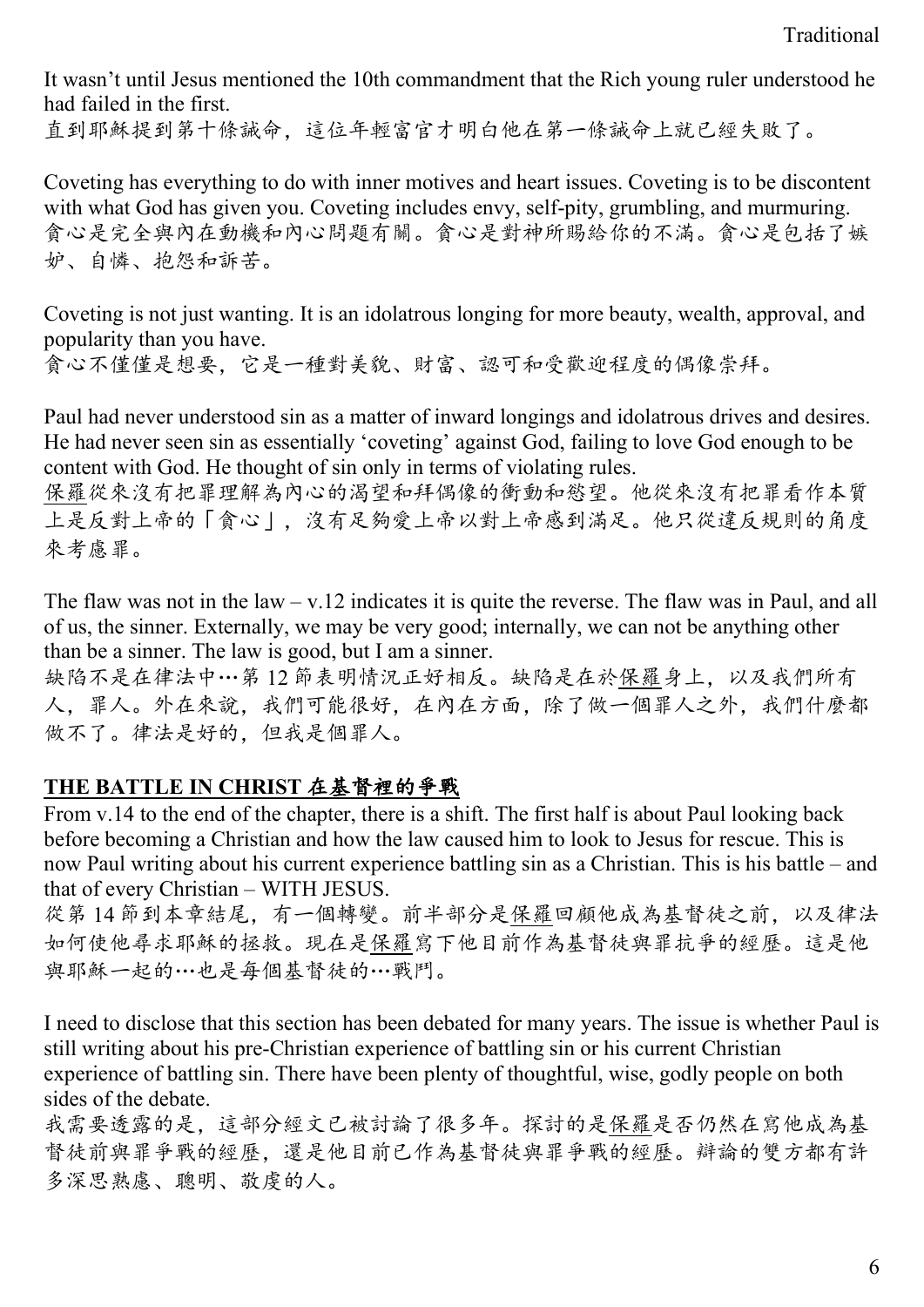It wasn't until Jesus mentioned the 10th commandment that the Rich young ruler understood he had failed in the first.
直到耶穌提到第十條誡命，這位年輕富官才明白他在第一條誡命上就已經失敗了。

Coveting has everything to do with inner motives and heart issues. Coveting is to be discontent with what God has given you. Coveting includes envy, self-pity, grumbling, and murmuring.
貪心是完全與內在動機和內心問題有關。貪心是對神所賜給你的不滿。貪心是包括了嫉妒、自憐、抱怨和訴苦。

Coveting is not just wanting. It is an idolatrous longing for more beauty, wealth, approval, and popularity than you have.
貪心不僅僅是想要，它是一種對美貌、財富、認可和受歡迎程度的偶像崇拜。

Paul had never understood sin as a matter of inward longings and idolatrous drives and desires. He had never seen sin as essentially 'coveting' against God, failing to love God enough to be content with God. He thought of sin only in terms of violating rules.
保羅從來沒有把罪理解為內心的渴望和拜偶像的衝動和慾望。他從來沒有把罪看作本質上是反對上帝的「貪心」，沒有足夠愛上帝以對上帝感到滿足。他只從違反規則的角度來考慮罪。

The flaw was not in the law – v.12 indicates it is quite the reverse. The flaw was in Paul, and all of us, the sinner. Externally, we may be very good; internally, we can not be anything other than be a sinner. The law is good, but I am a sinner.
缺陷不是在律法中…第 12 節表明情況正好相反。缺陷是在於保羅身上，以及我們所有人，罪人。外在來說，我們可能很好，在內在方面，除了做一個罪人之外，我們什麼都做不了。律法是好的，但我是個罪人。

## THE BATTLE IN CHRIST 在基督裡的爭戰

From v.14 to the end of the chapter, there is a shift. The first half is about Paul looking back before becoming a Christian and how the law caused him to look to Jesus for rescue. This is now Paul writing about his current experience battling sin as a Christian. This is his battle – and that of every Christian – WITH JESUS.
從第 14 節到本章結尾，有一個轉變。前半部分是保羅回顧他成為基督徒之前，以及律法如何使他尋求耶穌的拯救。現在是保羅寫下他目前作為基督徒與罪抗爭的經歷。這是他與耶穌一起的…也是每個基督徒的…戰鬥。

I need to disclose that this section has been debated for many years. The issue is whether Paul is still writing about his pre-Christian experience of battling sin or his current Christian experience of battling sin. There have been plenty of thoughtful, wise, godly people on both sides of the debate.
我需要透露的是，這部分經文已被討論了很多年。探討的是保羅是否仍然在寫他成為基督徒前與罪爭戰的經歷，還是他目前已作為基督徒與罪爭戰的經歷。辯論的雙方都有許多深思熟慮、聰明、敬虔的人。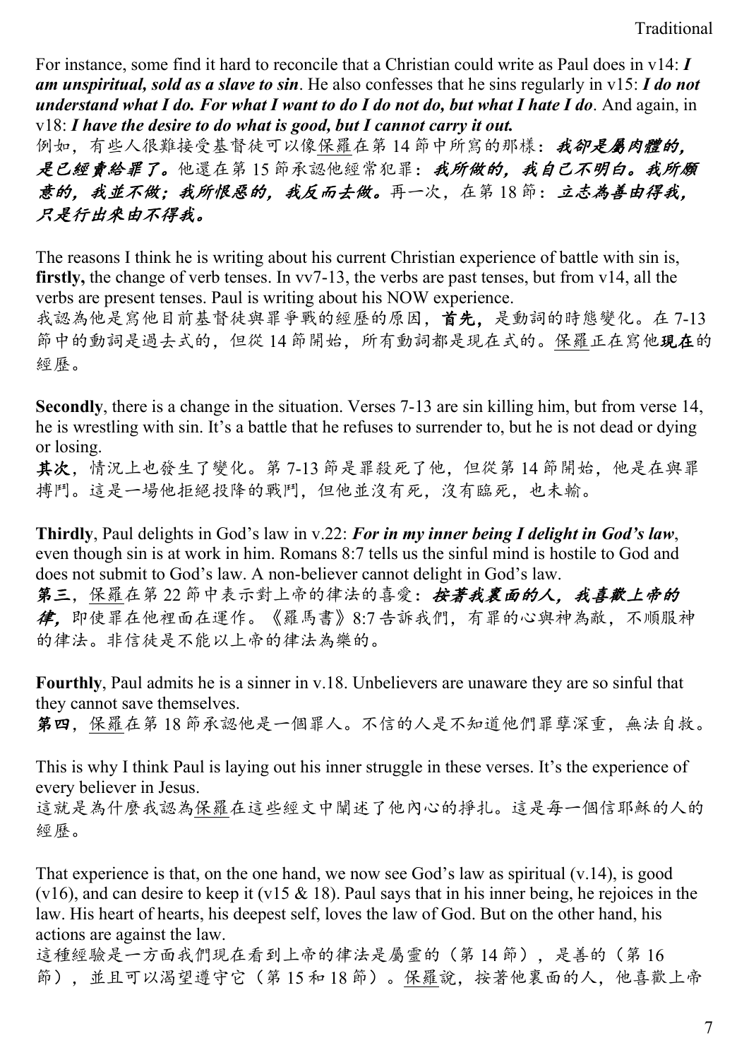For instance, some find it hard to reconcile that a Christian could write as Paul does in v14: ***I am unspiritual, sold as a slave to sin***. He also confesses that he sins regularly in v15: ***I do not understand what I do. For what I want to do I do not do, but what I hate I do***. And again, in v18: ***I have the desire to do what is good, but I cannot carry it out.***

例如，有些人很難接受基督徒可以像保羅在第 14 節中所寫的那樣：***我卻是屬肉體的，是已經賣給罪了。***他還在第 15 節承認他經常犯罪：***我所做的，我自己不明白。我所願意的，我並不做；我所恨惡的，我反而去做。***再一次，在第 18 節：***立志為善由得我，只是行出來由不得我。***

The reasons I think he is writing about his current Christian experience of battle with sin is, **firstly,** the change of verb tenses. In vv7-13, the verbs are past tenses, but from v14, all the verbs are present tenses. Paul is writing about his NOW experience.

我認為他是寫他目前基督徒與罪爭戰的經歷的原因，**首先，**是動詞的時態變化。在 7-13 節中的動詞是過去式的，但從 14 節開始，所有動詞都是現在式的。保羅正在寫他**現在**的經歷。

**Secondly**, there is a change in the situation. Verses 7-13 are sin killing him, but from verse 14, he is wrestling with sin. It's a battle that he refuses to surrender to, but he is not dead or dying or losing.

**其次**，情況上也發生了變化。第 7-13 節是罪殺死了他，但從第 14 節開始，他是在與罪搏鬥。這是一場他拒絕投降的戰鬥，但他並沒有死，沒有臨死，也未輸。

**Thirdly**, Paul delights in God's law in v.22: ***For in my inner being I delight in God's law***, even though sin is at work in him. Romans 8:7 tells us the sinful mind is hostile to God and does not submit to God's law. A non-believer cannot delight in God's law.

**第三**，保羅在第 22 節中表示對上帝的律法的喜愛：***按著我裏面的人，我喜歡上帝的律，***即使罪在他裡面在運作。《羅馬書》8:7 告訴我們，有罪的心與神為敵，不順服神的律法。非信徒是不能以上帝的律法為樂的。

**Fourthly**, Paul admits he is a sinner in v.18. Unbelievers are unaware they are so sinful that they cannot save themselves.

**第四**，保羅在第 18 節承認他是一個罪人。不信的人是不知道他們罪孽深重，無法自救。

This is why I think Paul is laying out his inner struggle in these verses. It's the experience of every believer in Jesus.

這就是為什麼我認為保羅在這些經文中闡述了他內心的掙扎。這是每一個信耶穌的人的經歷。

That experience is that, on the one hand, we now see God's law as spiritual (v.14), is good (v16), and can desire to keep it (v15 & 18). Paul says that in his inner being, he rejoices in the law. His heart of hearts, his deepest self, loves the law of God. But on the other hand, his actions are against the law.

這種經驗是一方面我們現在看到上帝的律法是屬靈的（第 14 節），是善的（第 16 節），並且可以渴望遵守它（第 15 和 18 節）。保羅說，按著他裏面的人，他喜歡上帝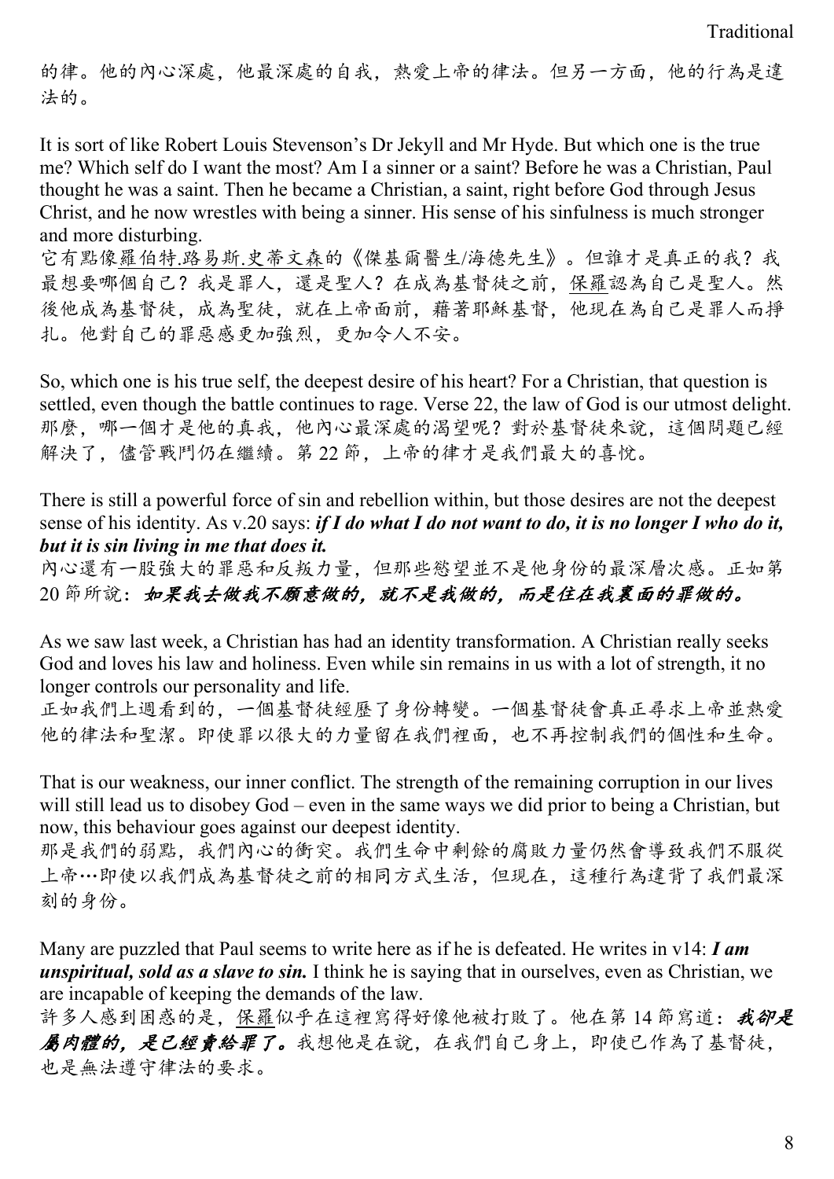的律。他的內心深處，他最深處的自我，熱愛上帝的律法。但另一方面，他的行為是違法的。

It is sort of like Robert Louis Stevenson's Dr Jekyll and Mr Hyde. But which one is the true me? Which self do I want the most? Am I a sinner or a saint? Before he was a Christian, Paul thought he was a saint. Then he became a Christian, a saint, right before God through Jesus Christ, and he now wrestles with being a sinner. His sense of his sinfulness is much stronger and more disturbing.
它有點像羅伯特.路易斯.史蒂文森的《傑基爾醫生/海德先生》。但誰才是真正的我？我最想要哪個自己？我是罪人，還是聖人？在成為基督徒之前，保羅認為自己是聖人。然後他成為基督徒，成為聖徒，就在上帝面前，藉著耶穌基督，他現在為自己是罪人而掙扎。他對自己的罪惡感更加強烈，更加令人不安。

So, which one is his true self, the deepest desire of his heart? For a Christian, that question is settled, even though the battle continues to rage. Verse 22, the law of God is our utmost delight.
那麼，哪一個才是他的真我，他內心最深處的渴望呢？對於基督徒來說，這個問題已經解決了，儘管戰鬥仍在繼續。第 22 節，上帝的律才是我們最大的喜悅。

There is still a powerful force of sin and rebellion within, but those desires are not the deepest sense of his identity. As v.20 says: ***if I do what I do not want to do, it is no longer I who do it, but it is sin living in me that does it.***
內心還有一股強大的罪惡和反叛力量，但那些慾望並不是他身份的最深層次感。正如第 20 節所說：***如果我去做我不願意做的，就不是我做的，而是住在我裏面的罪做的。***

As we saw last week, a Christian has had an identity transformation. A Christian really seeks God and loves his law and holiness. Even while sin remains in us with a lot of strength, it no longer controls our personality and life.
正如我們上週看到的，一個基督徒經歷了身份轉變。一個基督徒會真正尋求上帝並熱愛他的律法和聖潔。即使罪以很大的力量留在我們裡面，也不再控制我們的個性和生命。

That is our weakness, our inner conflict. The strength of the remaining corruption in our lives will still lead us to disobey God – even in the same ways we did prior to being a Christian, but now, this behaviour goes against our deepest identity.
那是我們的弱點，我們內心的衝突。我們生命中剩餘的腐敗力量仍然會導致我們不服從上帝…即使以我們成為基督徒之前的相同方式生活，但現在，這種行為違背了我們最深刻的身份。

Many are puzzled that Paul seems to write here as if he is defeated. He writes in v14: ***I am unspiritual, sold as a slave to sin.*** I think he is saying that in ourselves, even as Christian, we are incapable of keeping the demands of the law.
許多人感到困惑的是，保羅似乎在這裡寫得好像他被打敗了。他在第 14 節寫道：***我卻是屬肉體的，是已經賣給罪了。***我想他是在說，在我們自己身上，即使已作為了基督徒，也是無法遵守律法的要求。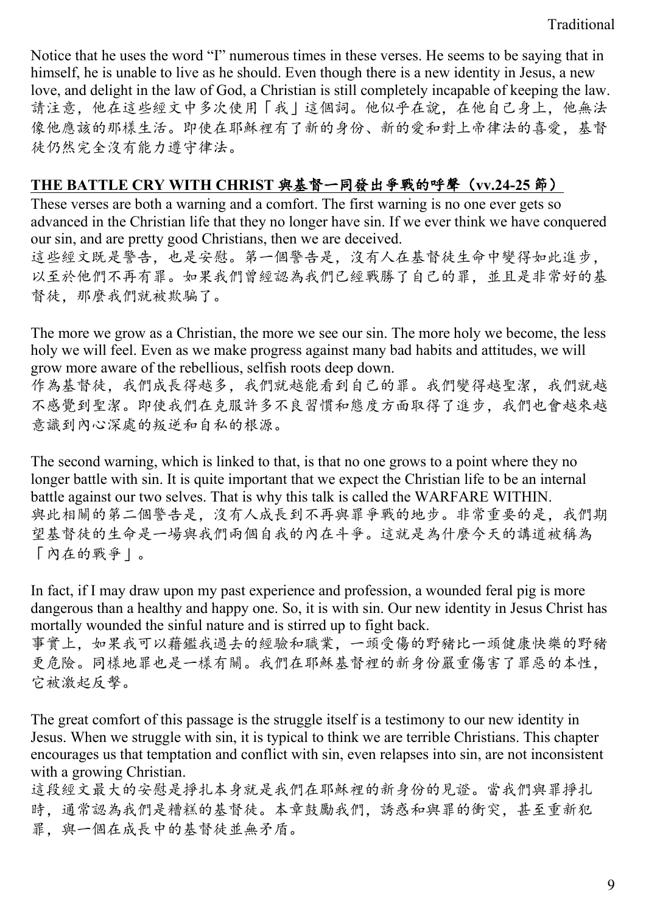Notice that he uses the word "I" numerous times in these verses. He seems to be saying that in himself, he is unable to live as he should. Even though there is a new identity in Jesus, a new love, and delight in the law of God, a Christian is still completely incapable of keeping the law.
請注意，他在這些經文中多次使用「我」這個詞。他似乎在說，在他自己身上，他無法像他應該的那樣生活。即使在耶穌裡有了新的身份、新的愛和對上帝律法的喜愛，基督徒仍然完全沒有能力遵守律法。

## THE BATTLE CRY WITH CHRIST 與基督一同發出爭戰的呼聲（vv.24-25 節）

These verses are both a warning and a comfort. The first warning is no one ever gets so advanced in the Christian life that they no longer have sin. If we ever think we have conquered our sin, and are pretty good Christians, then we are deceived.
這些經文既是警告，也是安慰。第一個警告是，沒有人在基督徒生命中變得如此進步，以至於他們不再有罪。如果我們曾經認為我們已經戰勝了自己的罪，並且是非常好的基督徒，那麼我們就被欺騙了。

The more we grow as a Christian, the more we see our sin. The more holy we become, the less holy we will feel. Even as we make progress against many bad habits and attitudes, we will grow more aware of the rebellious, selfish roots deep down.
作為基督徒，我們成長得越多，我們就越能看到自己的罪。我們變得越聖潔，我們就越不感覺到聖潔。即使我們在克服許多不良習慣和態度方面取得了進步，我們也會越來越意識到內心深處的叛逆和自私的根源。

The second warning, which is linked to that, is that no one grows to a point where they no longer battle with sin. It is quite important that we expect the Christian life to be an internal battle against our two selves. That is why this talk is called the WARFARE WITHIN.
與此相關的第二個警告是，沒有人成長到不再與罪爭戰的地步。非常重要的是，我們期望基督徒的生命是一場與我們兩個自我的內在斗爭。這就是為什麼今天的講道被稱為「內在的戰爭」。

In fact, if I may draw upon my past experience and profession, a wounded feral pig is more dangerous than a healthy and happy one. So, it is with sin. Our new identity in Jesus Christ has mortally wounded the sinful nature and is stirred up to fight back.
事實上，如果我可以藉鑑我過去的經驗和職業，一頭受傷的野豬比一頭健康快樂的野豬更危險。同樣地罪也是一樣有關。我們在耶穌基督裡的新身份嚴重傷害了罪惡的本性，它被激起反擊。

The great comfort of this passage is the struggle itself is a testimony to our new identity in Jesus. When we struggle with sin, it is typical to think we are terrible Christians. This chapter encourages us that temptation and conflict with sin, even relapses into sin, are not inconsistent with a growing Christian.
這段經文最大的安慰是掙扎本身就是我們在耶穌裡的新身份的見證。當我們與罪掙扎時，通常認為我們是糟糕的基督徒。本章鼓勵我們，誘惑和與罪的衝突，甚至重新犯罪，與一個在成長中的基督徒並無矛盾。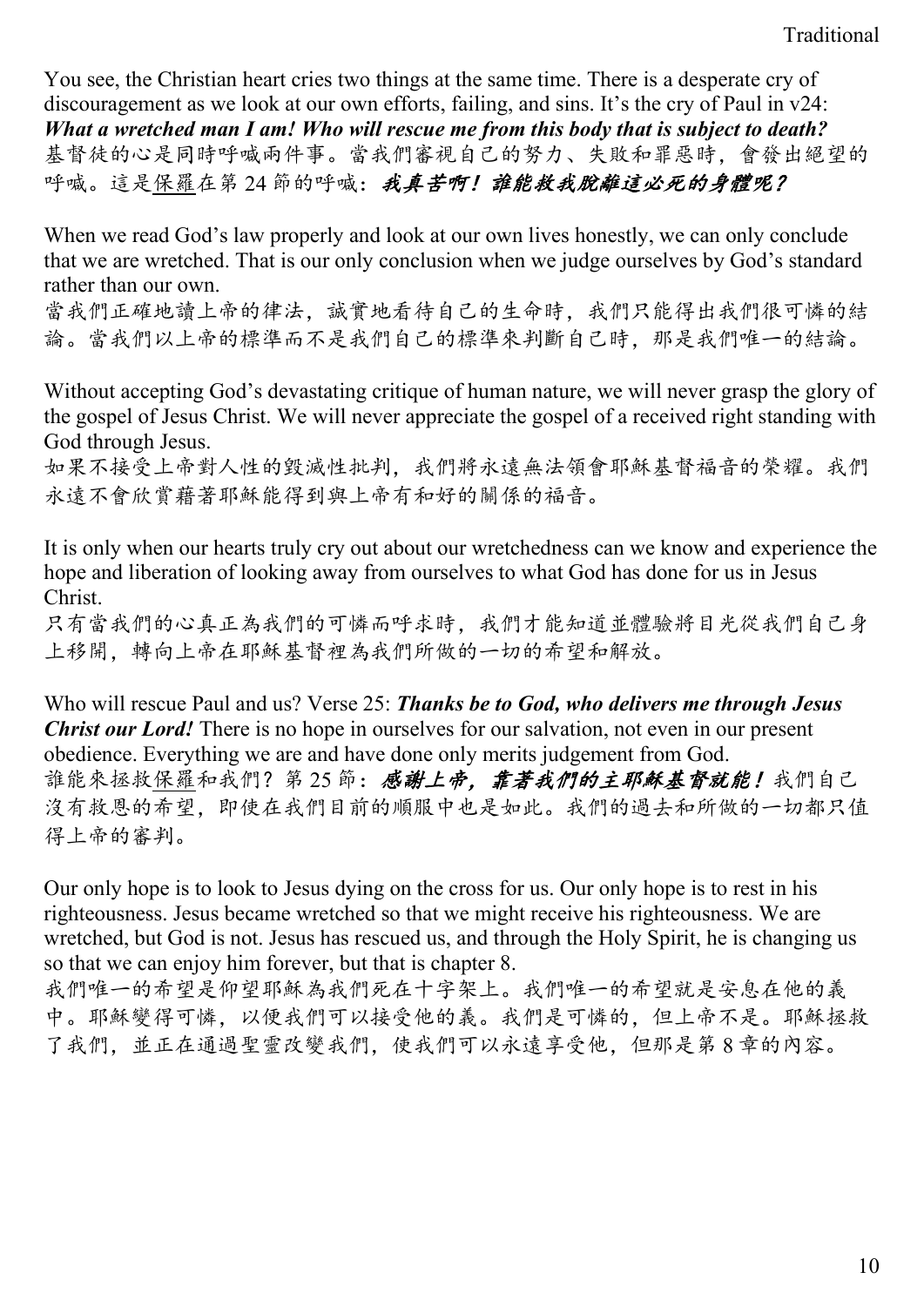You see, the Christian heart cries two things at the same time. There is a desperate cry of discouragement as we look at our own efforts, failing, and sins. It's the cry of Paul in v24: ***What a wretched man I am! Who will rescue me from this body that is subject to death?***
基督徒的心是同時呼喊兩件事。當我們審視自己的努力、失敗和罪惡時，會發出絕望的呼喊。這是保羅在第 24 節的呼喊：***我真苦啊！誰能救我脫離這必死的身體呢？***

When we read God's law properly and look at our own lives honestly, we can only conclude that we are wretched. That is our only conclusion when we judge ourselves by God's standard rather than our own.
當我們正確地讀上帝的律法，誠實地看待自己的生命時，我們只能得出我們很可憐的結論。當我們以上帝的標準而不是我們自己的標準來判斷自己時，那是我們唯一的結論。

Without accepting God's devastating critique of human nature, we will never grasp the glory of the gospel of Jesus Christ. We will never appreciate the gospel of a received right standing with God through Jesus.
如果不接受上帝對人性的毀滅性批判，我們將永遠無法領會耶穌基督福音的榮耀。我們永遠不會欣賞藉著耶穌能得到與上帝有和好的關係的福音。

It is only when our hearts truly cry out about our wretchedness can we know and experience the hope and liberation of looking away from ourselves to what God has done for us in Jesus Christ.
只有當我們的心真正為我們的可憐而呼求時，我們才能知道並體驗將目光從我們自己身上移開，轉向上帝在耶穌基督裡為我們所做的一切的希望和解放。

Who will rescue Paul and us? Verse 25: ***Thanks be to God, who delivers me through Jesus Christ our Lord!*** There is no hope in ourselves for our salvation, not even in our present obedience. Everything we are and have done only merits judgement from God.
誰能來拯救保羅和我們？第 25 節：***感謝上帝，靠著我們的主耶穌基督就能！***我們自己沒有救恩的希望，即使在我們目前的順服中也是如此。我們的過去和所做的一切都只值得上帝的審判。

Our only hope is to look to Jesus dying on the cross for us. Our only hope is to rest in his righteousness. Jesus became wretched so that we might receive his righteousness. We are wretched, but God is not. Jesus has rescued us, and through the Holy Spirit, he is changing us so that we can enjoy him forever, but that is chapter 8.
我們唯一的希望是仰望耶穌為我們死在十字架上。我們唯一的希望就是安息在他的義中。耶穌變得可憐，以便我們可以接受他的義。我們是可憐的，但上帝不是。耶穌拯救了我們，並正在通過聖靈改變我們，使我們可以永遠享受他，但那是第 8 章的內容。